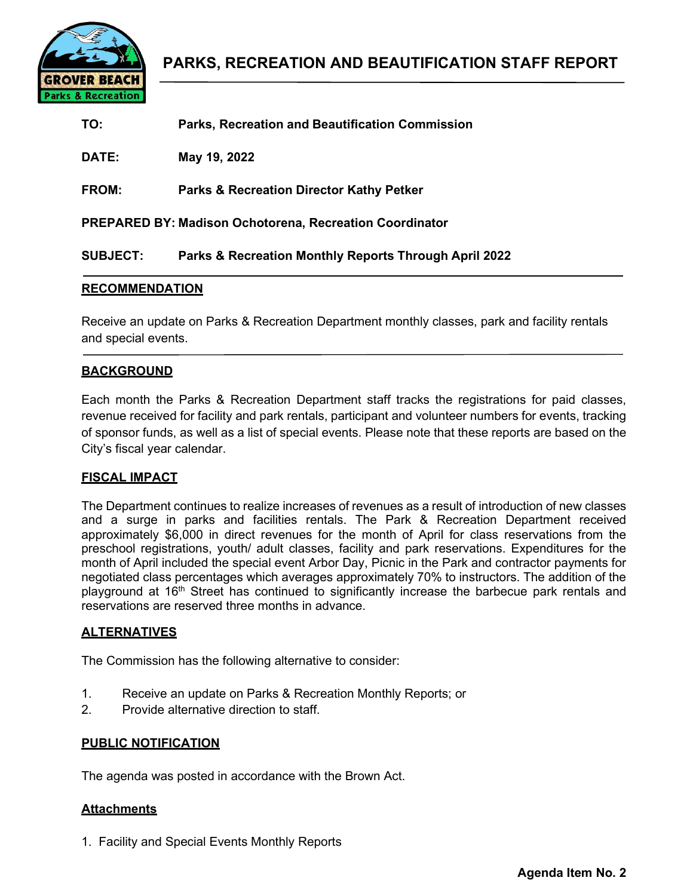# PARKS, RECREATION AND BEAUTIFICATION STAFF REPORT

**TO:** Parks, Recreation and Beautification Commission

**DATE:** May 19, 2022

**FROM:** Parks & Recreation Director Kathy Petker

**PREPARED BY:** Madison Ochotorena, Recreation Coordinator

**SUBJECT:** Parks & Recreation Monthly Reports Through April 2022

## RECOMMENDATION

Receive an update on Parks & Recreation Department monthly classes, park and facility rentals and special events.

## BACKGROUND

Each month the Parks & Recreation Department staff tracks the registrations for paid classes, revenue received for facility and park rentals, participant and volunteer numbers for events, tracking of sponsor funds, as well as a list of special events. Please note that these reports are based on the City's fiscal year calendar.

## FISCAL IMPACT

The Department continues to realize increases of revenues as a result of introduction of new classes and a surge in parks and facilities rentals. The Park & Recreation Department received approximately $6,000 in direct revenues for the month of April for class reservations from the preschool registrations, youth/ adult classes, facility and park reservations. Expenditures for the month of April included the special event Arbor Day, Picnic in the Park and contractor payments for negotiated class percentages which averages approximately 70% to instructors. The addition of the playground at 16th Street has continued to significantly increase the barbecue park rentals and reservations are reserved three months in advance.

## ALTERNATIVES

The Commission has the following alternative to consider:

1. Receive an update on Parks & Recreation Monthly Reports; or
2. Provide alternative direction to staff.

## PUBLIC NOTIFICATION

The agenda was posted in accordance with the Brown Act.

## Attachments

1. Facility and Special Events Monthly Reports

**Agenda Item No. 2**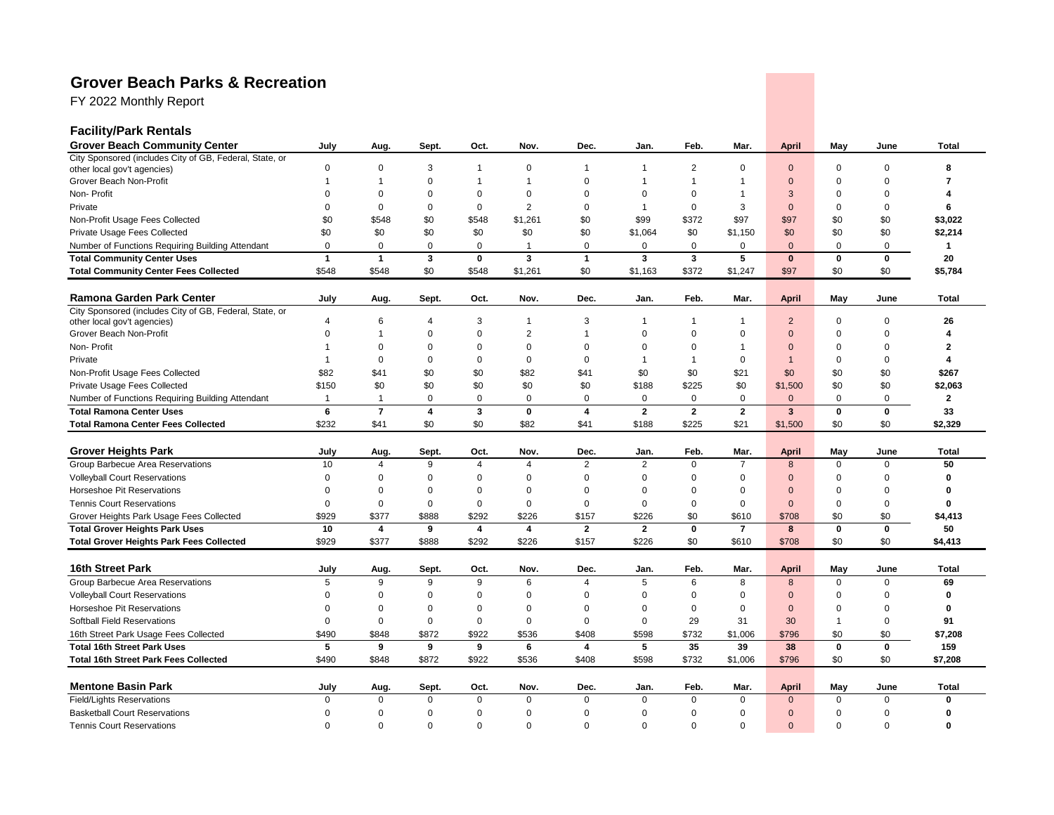# Grover Beach Parks & Recreation

FY 2022 Monthly Report

## Facility/Park Rentals

| Grover Beach Community Center | July | Aug. | Sept. | Oct. | Nov. | Dec. | Jan. | Feb. | Mar. | April | May | June | Total |
|---|---|---|---|---|---|---|---|---|---|---|---|---|---|
| City Sponsored (includes City of GB, Federal, State, or other local gov't agencies) | 0 | 0 | 3 | 1 | 0 | 1 | 1 | 2 | 0 | 0 | 0 | 0 | **8** |
| Grover Beach Non-Profit | 1 | 1 | 0 | 1 | 1 | 0 | 1 | 1 | 1 | 0 | 0 | 0 | **7** |
| Non- Profit | 0 | 0 | 0 | 0 | 0 | 0 | 0 | 0 | 1 | 3 | 0 | 0 | **4** |
| Private | 0 | 0 | 0 | 0 | 2 | 0 | 1 | 0 | 3 | 0 | 0 | 0 | **6** |
| Non-Profit Usage Fees Collected | $0 | $548 | $0 | $548 | $1,261 | $0 | $99 | $372 | $97 | $97 | $0 | $0 | **$3,022** |
| Private Usage Fees Collected | $0 | $0 | $0 | $0 | $0 | $0 | $1,064 | $0 | $1,150 | $0 | $0 | $0 | **$2,214** |
| Number of Functions Requiring Building Attendant | 0 | 0 | 0 | 0 | 1 | 0 | 0 | 0 | 0 | 0 | 0 | 0 | **1** |
| **Total Community Center Uses** | **1** | **1** | **3** | **0** | **3** | **1** | **3** | **3** | **5** | **0** | **0** | **0** | **20** |
| **Total Community Center Fees Collected** | $548 | $548 | $0 | $548 | $1,261 | $0 | $1,163 | $372 | $1,247 | $97 | $0 | $0 | **$5,784** |

| Ramona Garden Park Center | July | Aug. | Sept. | Oct. | Nov. | Dec. | Jan. | Feb. | Mar. | April | May | June | Total |
|---|---|---|---|---|---|---|---|---|---|---|---|---|---|
| City Sponsored (includes City of GB, Federal, State, or other local gov't agencies) | 4 | 6 | 4 | 3 | 1 | 3 | 1 | 1 | 1 | 2 | 0 | 0 | **26** |
| Grover Beach Non-Profit | 0 | 1 | 0 | 0 | 2 | 1 | 0 | 0 | 0 | 0 | 0 | 0 | **4** |
| Non- Profit | 1 | 0 | 0 | 0 | 0 | 0 | 0 | 0 | 1 | 0 | 0 | 0 | **2** |
| Private | 1 | 0 | 0 | 0 | 0 | 0 | 1 | 1 | 0 | 1 | 0 | 0 | **4** |
| Non-Profit Usage Fees Collected | $82 | $41 | $0 | $0 | $82 | $41 | $0 | $0 | $21 | $0 | $0 | $0 | **$267** |
| Private Usage Fees Collected | $150 | $0 | $0 | $0 | $0 | $0 | $188 | $225 | $0 | $1,500 | $0 | $0 | **$2,063** |
| Number of Functions Requiring Building Attendant | 1 | 1 | 0 | 0 | 0 | 0 | 0 | 0 | 0 | 0 | 0 | 0 | **2** |
| **Total Ramona Center Uses** | **6** | **7** | **4** | **3** | **0** | **4** | **2** | **2** | **2** | **3** | **0** | **0** | **33** |
| **Total Ramona Center Fees Collected** | $232 | $41 | $0 | $0 | $82 | $41 | $188 | $225 | $21 | $1,500 | $0 | $0 | **$2,329** |

| Grover Heights Park | July | Aug. | Sept. | Oct. | Nov. | Dec. | Jan. | Feb. | Mar. | April | May | June | Total |
|---|---|---|---|---|---|---|---|---|---|---|---|---|---|
| Group Barbecue Area Reservations | 10 | 4 | 9 | 4 | 4 | 2 | 2 | 0 | 7 | 8 | 0 | 0 | **50** |
| Volleyball Court Reservations | 0 | 0 | 0 | 0 | 0 | 0 | 0 | 0 | 0 | 0 | 0 | 0 | **0** |
| Horseshoe Pit Reservations | 0 | 0 | 0 | 0 | 0 | 0 | 0 | 0 | 0 | 0 | 0 | 0 | **0** |
| Tennis Court Reservations | 0 | 0 | 0 | 0 | 0 | 0 | 0 | 0 | 0 | 0 | 0 | 0 | **0** |
| Grover Heights Park Usage Fees Collected | $929 | $377 | $888 | $292 | $226 | $157 | $226 | $0 | $610 | $708 | $0 | $0 | **$4,413** |
| **Total Grover Heights Park Uses** | **10** | **4** | **9** | **4** | **4** | **2** | **2** | **0** | **7** | **8** | **0** | **0** | **50** |
| **Total Grover Heights Park Fees Collected** | $929 | $377 | $888 | $292 | $226 | $157 | $226 | $0 | $610 | $708 | $0 | $0 | **$4,413** |

| 16th Street Park | July | Aug. | Sept. | Oct. | Nov. | Dec. | Jan. | Feb. | Mar. | April | May | June | Total |
|---|---|---|---|---|---|---|---|---|---|---|---|---|---|
| Group Barbecue Area Reservations | 5 | 9 | 9 | 9 | 6 | 4 | 5 | 6 | 8 | 8 | 0 | 0 | **69** |
| Volleyball Court Reservations | 0 | 0 | 0 | 0 | 0 | 0 | 0 | 0 | 0 | 0 | 0 | 0 | **0** |
| Horseshoe Pit Reservations | 0 | 0 | 0 | 0 | 0 | 0 | 0 | 0 | 0 | 0 | 0 | 0 | **0** |
| Softball Field Reservations | 0 | 0 | 0 | 0 | 0 | 0 | 0 | 29 | 31 | 30 | 1 | 0 | **91** |
| 16th Street Park Usage Fees Collected | $490 | $848 | $872 | $922 | $536 | $408 | $598 | $732 | $1,006 | $796 | $0 | $0 | **$7,208** |
| **Total 16th Street Park Uses** | **5** | **9** | **9** | **9** | **6** | **4** | **5** | **35** | **39** | **38** | **0** | **0** | **159** |
| **Total 16th Street Park Fees Collected** | $490 | $848 | $872 | $922 | $536 | $408 | $598 | $732 | $1,006 | $796 | $0 | $0 | **$7,208** |

| Mentone Basin Park | July | Aug. | Sept. | Oct. | Nov. | Dec. | Jan. | Feb. | Mar. | April | May | June | Total |
|---|---|---|---|---|---|---|---|---|---|---|---|---|---|
| Field/Lights Reservations | 0 | 0 | 0 | 0 | 0 | 0 | 0 | 0 | 0 | 0 | 0 | 0 | **0** |
| Basketball Court Reservations | 0 | 0 | 0 | 0 | 0 | 0 | 0 | 0 | 0 | 0 | 0 | 0 | **0** |
| Tennis Court Reservations | 0 | 0 | 0 | 0 | 0 | 0 | 0 | 0 | 0 | 0 | 0 | 0 | **0** |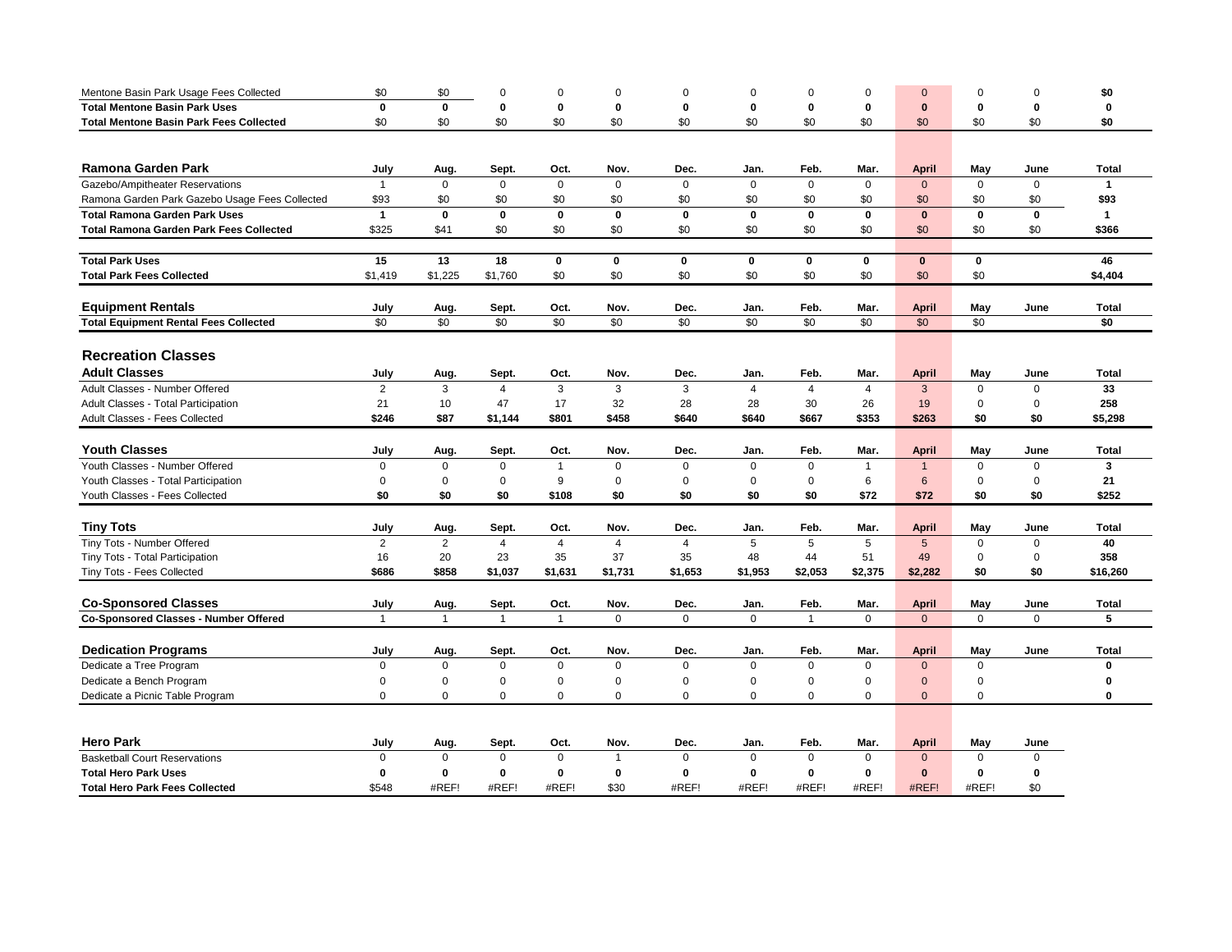| | | | | | | | | | | | | | |
|---|---|---|---|---|---|---|---|---|---|---|---|---|---|
| Mentone Basin Park Usage Fees Collected | $0 | $0 | 0 | 0 | 0 | 0 | 0 | 0 | 0 | 0 | 0 | 0 | $0 |
| **Total Mentone Basin Park Uses** | **0** | **0** | **0** | **0** | **0** | **0** | **0** | **0** | **0** | **0** | **0** | **0** | **0** |
| **Total Mentone Basin Park Fees Collected** | $0 | $0 | $0 | $0 | $0 | $0 | $0 | $0 | $0 | $0 | $0 | $0 | **$0** |

| **Ramona Garden Park** | **July** | **Aug.** | **Sept.** | **Oct.** | **Nov.** | **Dec.** | **Jan.** | **Feb.** | **Mar.** | **April** | **May** | **June** | **Total** |
|---|---|---|---|---|---|---|---|---|---|---|---|---|---|
| Gazebo/Ampitheater Reservations | 1 | 0 | 0 | 0 | 0 | 0 | 0 | 0 | 0 | 0 | 0 | 0 | **1** |
| Ramona Garden Park Gazebo Usage Fees Collected | $93 | $0 | $0 | $0 | $0 | $0 | $0 | $0 | $0 | $0 | $0 | $0 | **$93** |
| **Total Ramona Garden Park Uses** | **1** | **0** | **0** | **0** | **0** | **0** | **0** | **0** | **0** | **0** | **0** | **0** | **1** |
| **Total Ramona Garden Park Fees Collected** | $325 | $41 | $0 | $0 | $0 | $0 | $0 | $0 | $0 | $0 | $0 | $0 | **$366** |

| | | | | | | | | | | | | | |
|---|---|---|---|---|---|---|---|---|---|---|---|---|---|
| **Total Park Uses** | **15** | **13** | **18** | **0** | **0** | **0** | **0** | **0** | **0** | **0** | **0** | | **46** |
| **Total Park Fees Collected** | $1,419 | $1,225 | $1,760 | $0 | $0 | $0 | $0 | $0 | $0 | $0 | $0 | | **$4,404** |

| **Equipment Rentals** | **July** | **Aug.** | **Sept.** | **Oct.** | **Nov.** | **Dec.** | **Jan.** | **Feb.** | **Mar.** | **April** | **May** | **June** | **Total** |
|---|---|---|---|---|---|---|---|---|---|---|---|---|---|
| **Total Equipment Rental Fees Collected** | $0 | $0 | $0 | $0 | $0 | $0 | $0 | $0 | $0 | $0 | $0 | | **$0** |

## Recreation Classes

| **Adult Classes** | **July** | **Aug.** | **Sept.** | **Oct.** | **Nov.** | **Dec.** | **Jan.** | **Feb.** | **Mar.** | **April** | **May** | **June** | **Total** |
|---|---|---|---|---|---|---|---|---|---|---|---|---|---|
| Adult Classes - Number Offered | 2 | 3 | 4 | 3 | 3 | 3 | 4 | 4 | 4 | 3 | 0 | 0 | **33** |
| Adult Classes - Total Participation | 21 | 10 | 47 | 17 | 32 | 28 | 28 | 30 | 26 | 19 | 0 | 0 | **258** |
| Adult Classes - Fees Collected | **$246** | **$87** | **$1,144** | **$801** | **$458** | **$640** | **$640** | **$667** | **$353** | **$263** | **$0** | **$0** | **$5,298** |

| **Youth Classes** | **July** | **Aug.** | **Sept.** | **Oct.** | **Nov.** | **Dec.** | **Jan.** | **Feb.** | **Mar.** | **April** | **May** | **June** | **Total** |
|---|---|---|---|---|---|---|---|---|---|---|---|---|---|
| Youth Classes - Number Offered | 0 | 0 | 0 | 1 | 0 | 0 | 0 | 0 | 1 | 1 | 0 | 0 | **3** |
| Youth Classes - Total Participation | 0 | 0 | 0 | 9 | 0 | 0 | 0 | 0 | 6 | 6 | 0 | 0 | **21** |
| Youth Classes - Fees Collected | **$0** | **$0** | **$0** | **$108** | **$0** | **$0** | **$0** | **$0** | **$72** | **$72** | **$0** | **$0** | **$252** |

| **Tiny Tots** | **July** | **Aug.** | **Sept.** | **Oct.** | **Nov.** | **Dec.** | **Jan.** | **Feb.** | **Mar.** | **April** | **May** | **June** | **Total** |
|---|---|---|---|---|---|---|---|---|---|---|---|---|---|
| Tiny Tots - Number Offered | 2 | 2 | 4 | 4 | 4 | 4 | 5 | 5 | 5 | 5 | 0 | 0 | **40** |
| Tiny Tots - Total Participation | 16 | 20 | 23 | 35 | 37 | 35 | 48 | 44 | 51 | 49 | 0 | 0 | **358** |
| Tiny Tots - Fees Collected | **$686** | **$858** | **$1,037** | **$1,631** | **$1,731** | **$1,653** | **$1,953** | **$2,053** | **$2,375** | **$2,282** | **$0** | **$0** | **$16,260** |

| **Co-Sponsored Classes** | **July** | **Aug.** | **Sept.** | **Oct.** | **Nov.** | **Dec.** | **Jan.** | **Feb.** | **Mar.** | **April** | **May** | **June** | **Total** |
|---|---|---|---|---|---|---|---|---|---|---|---|---|---|
| **Co-Sponsored Classes - Number Offered** | 1 | 1 | 1 | 1 | 0 | 0 | 0 | 1 | 0 | 0 | 0 | 0 | **5** |

| **Dedication Programs** | **July** | **Aug.** | **Sept.** | **Oct.** | **Nov.** | **Dec.** | **Jan.** | **Feb.** | **Mar.** | **April** | **May** | **June** | **Total** |
|---|---|---|---|---|---|---|---|---|---|---|---|---|---|
| Dedicate a Tree Program | 0 | 0 | 0 | 0 | 0 | 0 | 0 | 0 | 0 | 0 | 0 | | **0** |
| Dedicate a Bench Program | 0 | 0 | 0 | 0 | 0 | 0 | 0 | 0 | 0 | 0 | 0 | | **0** |
| Dedicate a Picnic Table Program | 0 | 0 | 0 | 0 | 0 | 0 | 0 | 0 | 0 | 0 | 0 | | **0** |

| **Hero Park** | **July** | **Aug.** | **Sept.** | **Oct.** | **Nov.** | **Dec.** | **Jan.** | **Feb.** | **Mar.** | **April** | **May** | **June** |
|---|---|---|---|---|---|---|---|---|---|---|---|---|
| Basketball Court Reservations | 0 | 0 | 0 | 0 | 1 | 0 | 0 | 0 | 0 | 0 | 0 | 0 |
| **Total Hero Park Uses** | **0** | **0** | **0** | **0** | **0** | **0** | **0** | **0** | **0** | **0** | **0** | **0** |
| **Total Hero Park Fees Collected** | $548 | #REF! | #REF! | #REF! | $30 | #REF! | #REF! | #REF! | #REF! | #REF! | #REF! | $0 |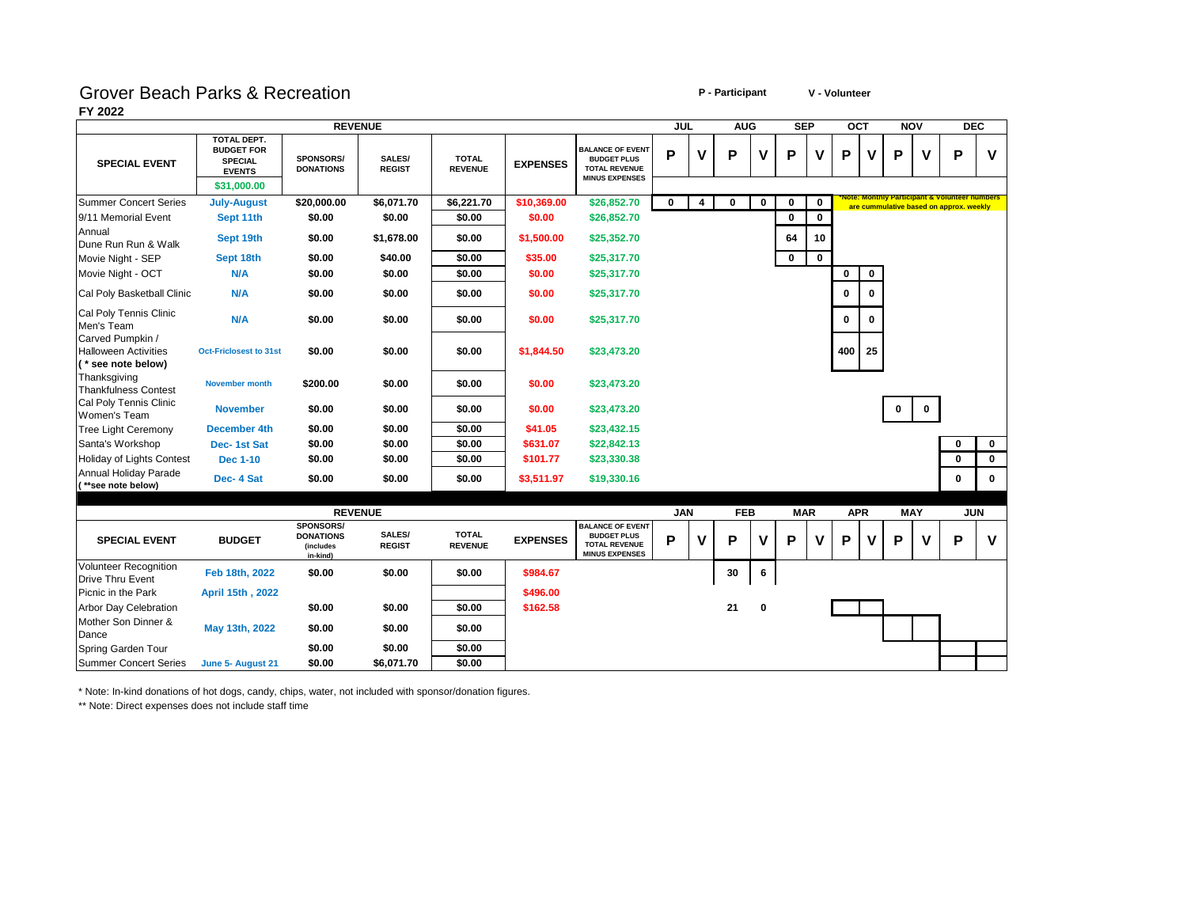# Grover Beach Parks & Recreation

**FY 2022**

**P - Participant** **V - Volunteer**

| SPECIAL EVENT | TOTAL DEPT. BUDGET FOR SPECIAL EVENTS $31,000.00 | SPONSORS/ DONATIONS | SALES/ REGIST | TOTAL REVENUE | EXPENSES | BALANCE OF EVENT BUDGET PLUS TOTAL REVENUE MINUS EXPENSES | JUL P | JUL V | AUG P | AUG V | SEP P | SEP V | OCT P | OCT V | NOV P | NOV V | DEC P | DEC V |
|---|---|---|---|---|---|---|---|---|---|---|---|---|---|---|---|---|---|---|
| Summer Concert Series | July-August | $20,000.00 | $6,071.70 | $6,221.70 | $10,369.00 | $26,852.70 | 0 | 4 | 0 | 0 | 0 | 0 | *Note: Monthly Participant & Volunteer numbers are cummulative based on approx. weekly | | | | | |
| 9/11 Memorial Event | Sept 11th | $0.00 | $0.00 | $0.00 | $0.00 | $26,852.70 | | | | | 0 | 0 | | | | | | |
| Annual Dune Run Run & Walk | Sept 19th | $0.00 | $1,678.00 | $0.00 | $1,500.00 | $25,352.70 | | | | | 64 | 10 | | | | | | |
| Movie Night - SEP | Sept 18th | $0.00 | $40.00 | $0.00 | $35.00 | $25,317.70 | | | | | 0 | 0 | | | | | | |
| Movie Night - OCT | N/A | $0.00 | $0.00 | $0.00 | $0.00 | $25,317.70 | | | | | | | 0 | 0 | | | | |
| Cal Poly Basketball Clinic | N/A | $0.00 | $0.00 | $0.00 | $0.00 | $25,317.70 | | | | | | | 0 | 0 | | | | |
| Cal Poly Tennis Clinic Men's Team | N/A | $0.00 | $0.00 | $0.00 | $0.00 | $25,317.70 | | | | | | | 0 | 0 | | | | |
| Carved Pumpkin / Halloween Activities **( * see note below)** | Oct-Friclosest to 31st | $0.00 | $0.00 | $0.00 | $1,844.50 | $23,473.20 | | | | | | | 400 | 25 | | | | |
| Thanksgiving Thankfulness Contest | November month | $200.00 | $0.00 | $0.00 | $0.00 | $23,473.20 | | | | | | | | | | | | |
| Cal Poly Tennis Clinic Women's Team | November | $0.00 | $0.00 | $0.00 | $0.00 | $23,473.20 | | | | | | | | | 0 | 0 | | |
| Tree Light Ceremony | December 4th | $0.00 | $0.00 | $0.00 | $41.05 | $23,432.15 | | | | | | | | | | | | |
| Santa's Workshop | Dec- 1st Sat | $0.00 | $0.00 | $0.00 | $631.07 | $22,842.13 | | | | | | | | | | | 0 | 0 |
| Holiday of Lights Contest | Dec 1-10 | $0.00 | $0.00 | $0.00 | $101.77 | $23,330.38 | | | | | | | | | | | 0 | 0 |
| Annual Holiday Parade **( **see note below)** | Dec- 4 Sat | $0.00 | $0.00 | $0.00 | $3,511.97 | $19,330.16 | | | | | | | | | | | 0 | 0 |

| SPECIAL EVENT | BUDGET | SPONSORS/ DONATIONS (includes in-kind) | SALES/ REGIST | TOTAL REVENUE | EXPENSES | BALANCE OF EVENT BUDGET PLUS TOTAL REVENUE MINUS EXPENSES | JAN P | JAN V | FEB P | FEB V | MAR P | MAR V | APR P | APR V | MAY P | MAY V | JUN P | JUN V |
|---|---|---|---|---|---|---|---|---|---|---|---|---|---|---|---|---|---|---|
| Volunteer Recognition Drive Thru Event | Feb 18th, 2022 | $0.00 | $0.00 | $0.00 | $984.67 | | | | 30 | 6 | | | | | | | | |
| Picnic in the Park | April 15th , 2022 | | | | $496.00 | | | | | | | | | | | | | |
| Arbor Day Celebration | | $0.00 | $0.00 | $0.00 | $162.58 | | | | 21 | 0 | | | | | | | | |
| Mother Son Dinner & Dance | May 13th, 2022 | $0.00 | $0.00 | $0.00 | | | | | | | | | | | | | | |
| Spring Garden Tour | | $0.00 | $0.00 | $0.00 | | | | | | | | | | | | | | |
| Summer Concert Series | June 5- August 21 | $0.00 | $6,071.70 | $0.00 | | | | | | | | | | | | | | |

\* Note: In-kind donations of hot dogs, candy, chips, water, not included with sponsor/donation figures.

** Note: Direct expenses does not include staff time